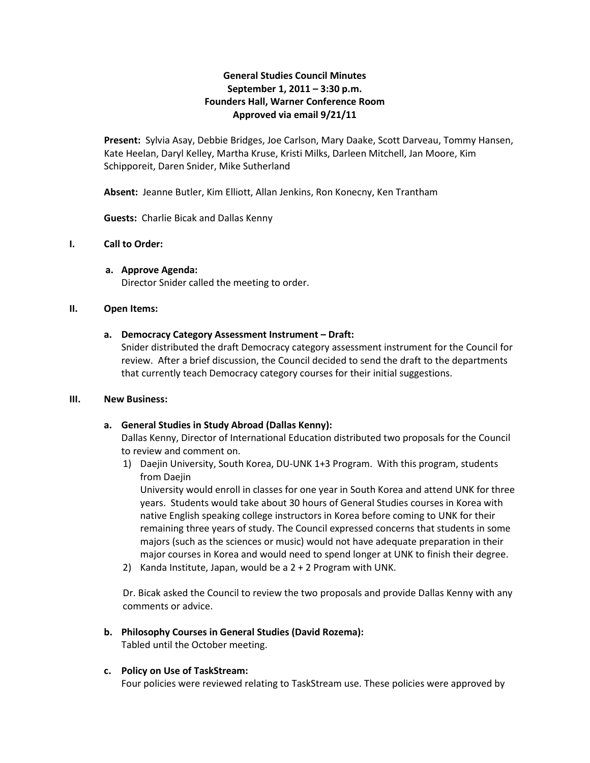**General Studies Council Minutes**
**September 1, 2011 – 3:30 p.m.**
**Founders Hall, Warner Conference Room**
**Approved via email 9/21/11**

**Present:** Sylvia Asay, Debbie Bridges, Joe Carlson, Mary Daake, Scott Darveau, Tommy Hansen, Kate Heelan, Daryl Kelley, Martha Kruse, Kristi Milks, Darleen Mitchell, Jan Moore, Kim Schipporeit, Daren Snider, Mike Sutherland

**Absent:** Jeanne Butler, Kim Elliott, Allan Jenkins, Ron Konecny, Ken Trantham

**Guests:** Charlie Bicak and Dallas Kenny

## I. Call to Order:

**a. Approve Agenda:**
Director Snider called the meeting to order.

## II. Open Items:

**a. Democracy Category Assessment Instrument – Draft:**
Snider distributed the draft Democracy category assessment instrument for the Council for review. After a brief discussion, the Council decided to send the draft to the departments that currently teach Democracy category courses for their initial suggestions.

## III. New Business:

**a. General Studies in Study Abroad (Dallas Kenny):**
Dallas Kenny, Director of International Education distributed two proposals for the Council to review and comment on.

1) Daejin University, South Korea, DU-UNK 1+3 Program. With this program, students from Daejin
University would enroll in classes for one year in South Korea and attend UNK for three years. Students would take about 30 hours of General Studies courses in Korea with native English speaking college instructors in Korea before coming to UNK for their remaining three years of study. The Council expressed concerns that students in some majors (such as the sciences or music) would not have adequate preparation in their major courses in Korea and would need to spend longer at UNK to finish their degree.
2) Kanda Institute, Japan, would be a 2 + 2 Program with UNK.

Dr. Bicak asked the Council to review the two proposals and provide Dallas Kenny with any comments or advice.

**b. Philosophy Courses in General Studies (David Rozema):**
Tabled until the October meeting.

**c. Policy on Use of TaskStream:**
Four policies were reviewed relating to TaskStream use. These policies were approved by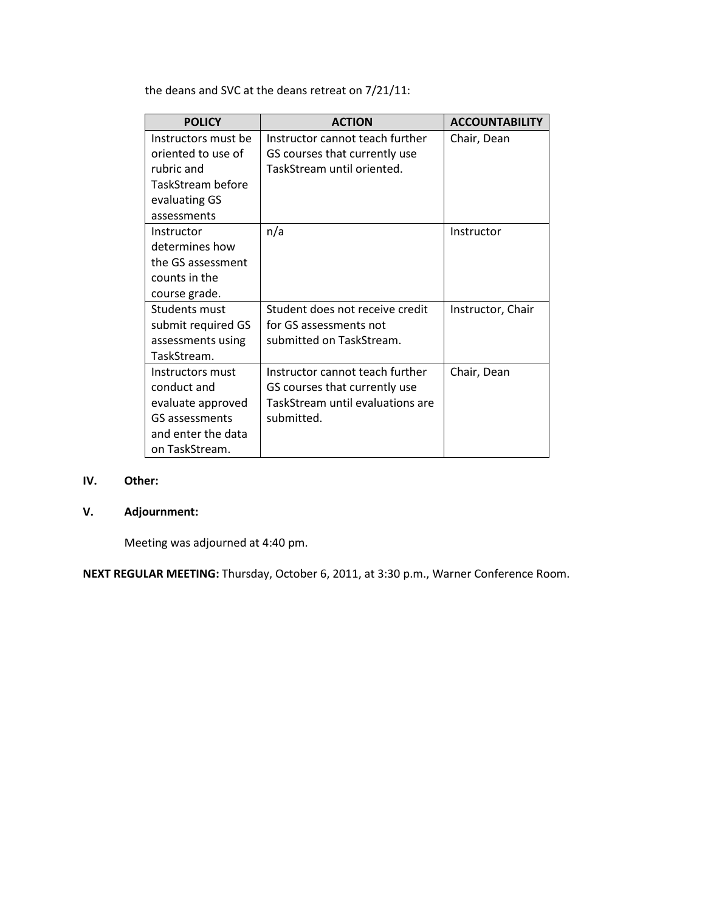the deans and SVC at the deans retreat on 7/21/11:

| POLICY | ACTION | ACCOUNTABILITY |
|---|---|---|
| Instructors must be oriented to use of rubric and TaskStream before evaluating GS assessments | Instructor cannot teach further GS courses that currently use TaskStream until oriented. | Chair, Dean |
| Instructor determines how the GS assessment counts in the course grade. | n/a | Instructor |
| Students must submit required GS assessments using TaskStream. | Student does not receive credit for GS assessments not submitted on TaskStream. | Instructor, Chair |
| Instructors must conduct and evaluate approved GS assessments and enter the data on TaskStream. | Instructor cannot teach further GS courses that currently use TaskStream until evaluations are submitted. | Chair, Dean |

**IV. Other:**

**V. Adjournment:**

Meeting was adjourned at 4:40 pm.

**NEXT REGULAR MEETING:** Thursday, October 6, 2011, at 3:30 p.m., Warner Conference Room.